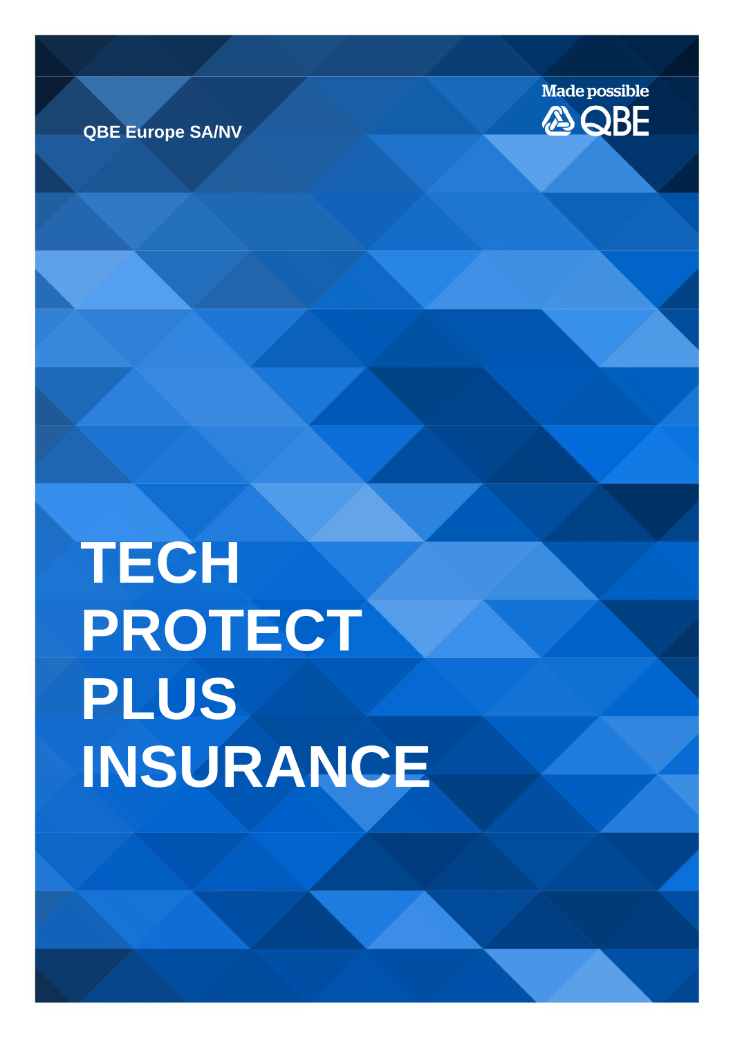QBE Europe SA/NV

Made possible QBE

# TECH PROTECT PLUS INSURANCE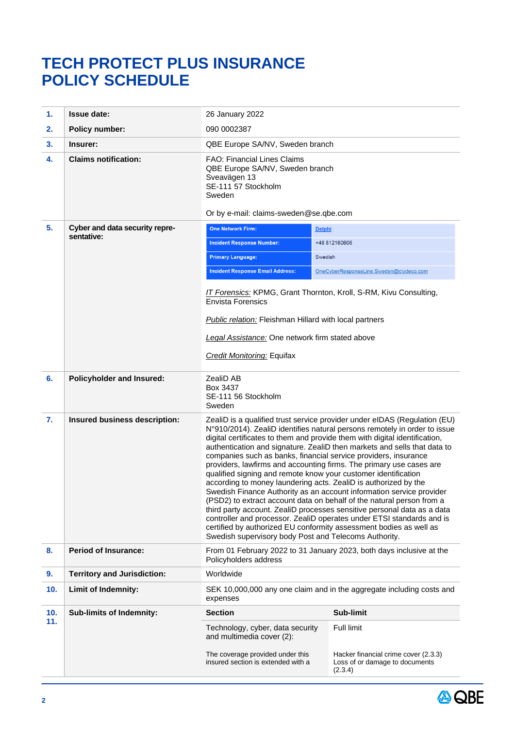# TECH PROTECT PLUS INSURANCE POLICY SCHEDULE

| | | |
|---|---|---|
| **1.** | **Issue date:** | 26 January 2022 |
| **2.** | **Policy number:** | 090 0002387 |
| **3.** | **Insurer:** | QBE Europe SA/NV, Sweden branch |
| **4.** | **Claims notification:** | FAO: Financial Lines Claims<br>QBE Europe SA/NV, Sweden branch<br>Sveavägen 13<br>SE-111 57 Stockholm<br>Sweden<br><br>Or by e-mail: claims-sweden@se.qbe.com |
| **5.** | **Cyber and data security representative:** | **One Network Firm:** Delphi<br>**Incident Response Number:** +46 812160606<br>**Primary Language:** Swedish<br>**Incident Response Email Address:** OneCyberResponseLine.Sweden@clydeco.com<br><br>*IT Forensics:* KPMG, Grant Thornton, Kroll, S-RM, Kivu Consulting, Envista Forensics<br><br>*Public relation:* Fleishman Hillard with local partners<br><br>*Legal Assistance:* One network firm stated above<br><br>*Credit Monitoring:* Equifax |
| **6.** | **Policyholder and Insured:** | ZealiD AB<br>Box 3437<br>SE-111 56 Stockholm<br>Sweden |
| **7.** | **Insured business description:** | ZealiD is a qualified trust service provider under eIDAS (Regulation (EU) N°910/2014). ZealiD identifies natural persons remotely in order to issue digital certificates to them and provide them with digital identification, authentication and signature. ZealiD then markets and sells that data to companies such as banks, financial service providers, insurance providers, lawfirms and accounting firms. The primary use cases are qualified signing and remote know your customer identification according to money laundering acts. ZealiD is authorized by the Swedish Finance Authority as an account information service provider (PSD2) to extract account data on behalf of the natural person from a third party account. ZealiD processes sensitive personal data as a data controller and processor. ZealiD operates under ETSI standards and is certified by authorized EU conformity assessment bodies as well as Swedish supervisory body Post and Telecoms Authority. |
| **8.** | **Period of Insurance:** | From 01 February 2022 to 31 January 2023, both days inclusive at the Policyholders address |
| **9.** | **Territory and Jurisdiction:** | Worldwide |
| **10.** | **Limit of Indemnity:** | SEK 10,000,000 any one claim and in the aggregate including costs and expenses |

| | | Section | Sub-limit |
|---|---|---|---|
| **10. 11.** | **Sub-limits of Indemnity:** | Technology, cyber, data security and multimedia cover (2): | Full limit |
| | | The coverage provided under this insured section is extended with a | Hacker financial crime cover (2.3.3)<br>Loss of or damage to documents (2.3.4) |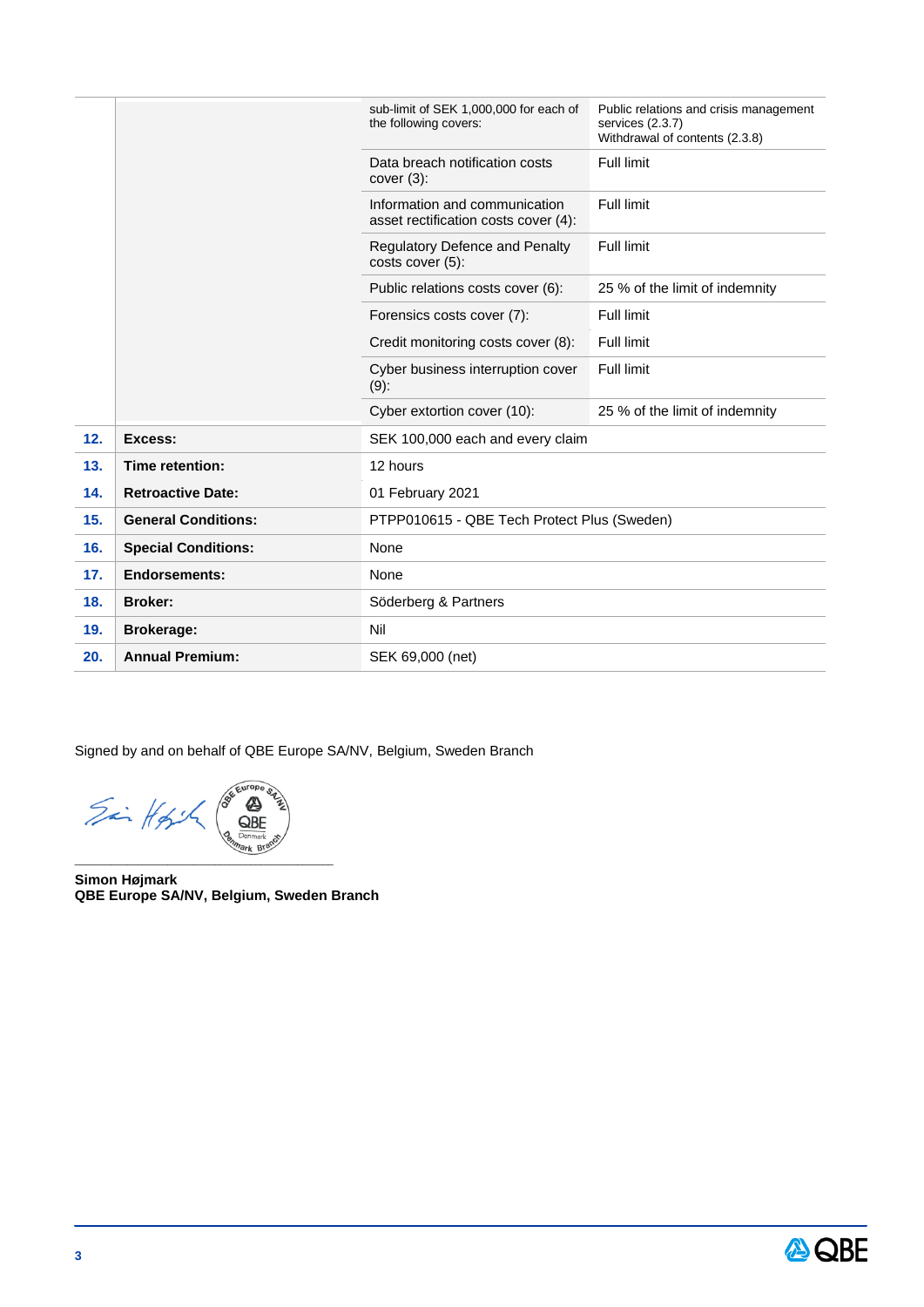|  |  |  |  |
|---|---|---|---|
|  |  | sub-limit of SEK 1,000,000 for each of the following covers: | Public relations and crisis management services (2.3.7)<br>Withdrawal of contents (2.3.8) |
|  |  | Data breach notification costs cover (3): | Full limit |
|  |  | Information and communication asset rectification costs cover (4): | Full limit |
|  |  | Regulatory Defence and Penalty costs cover (5): | Full limit |
|  |  | Public relations costs cover (6): | 25 % of the limit of indemnity |
|  |  | Forensics costs cover (7): | Full limit |
|  |  | Credit monitoring costs cover (8): | Full limit |
|  |  | Cyber business interruption cover (9): | Full limit |
|  |  | Cyber extortion cover (10): | 25 % of the limit of indemnity |
| **12.** | **Excess:** | SEK 100,000 each and every claim | |
| **13.** | **Time retention:** | 12 hours | |
| **14.** | **Retroactive Date:** | 01 February 2021 | |
| **15.** | **General Conditions:** | PTPP010615 - QBE Tech Protect Plus (Sweden) | |
| **16.** | **Special Conditions:** | None | |
| **17.** | **Endorsements:** | None | |
| **18.** | **Broker:** | Söderberg & Partners | |
| **19.** | **Brokerage:** | Nil | |
| **20.** | **Annual Premium:** | SEK 69,000 (net) | |

Signed by and on behalf of QBE Europe SA/NV, Belgium, Sweden Branch

\_\_\_\_\_\_\_\_\_\_\_\_\_\_\_\_\_\_\_\_\_\_\_\_\_\_\_\_\_\_\_\_\_\_\_

**Simon Højmark**
**QBE Europe SA/NV, Belgium, Sweden Branch**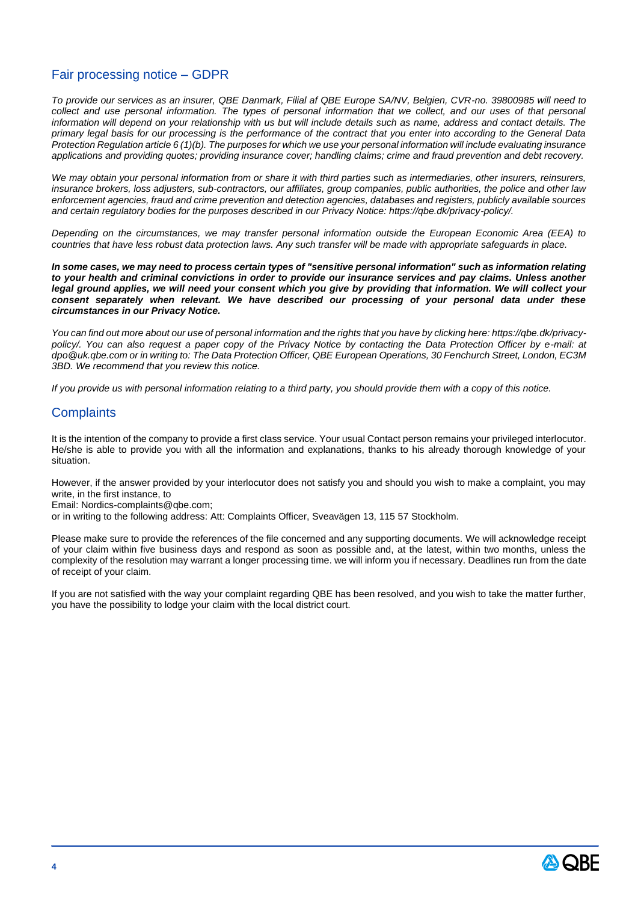## Fair processing notice – GDPR

*To provide our services as an insurer, QBE Danmark, Filial af QBE Europe SA/NV, Belgien, CVR-no. 39800985 will need to collect and use personal information. The types of personal information that we collect, and our uses of that personal information will depend on your relationship with us but will include details such as name, address and contact details. The primary legal basis for our processing is the performance of the contract that you enter into according to the General Data Protection Regulation article 6 (1)(b). The purposes for which we use your personal information will include evaluating insurance applications and providing quotes; providing insurance cover; handling claims; crime and fraud prevention and debt recovery.*

*We may obtain your personal information from or share it with third parties such as intermediaries, other insurers, reinsurers, insurance brokers, loss adjusters, sub-contractors, our affiliates, group companies, public authorities, the police and other law enforcement agencies, fraud and crime prevention and detection agencies, databases and registers, publicly available sources and certain regulatory bodies for the purposes described in our Privacy Notice: https://qbe.dk/privacy-policy/.*

*Depending on the circumstances, we may transfer personal information outside the European Economic Area (EEA) to countries that have less robust data protection laws. Any such transfer will be made with appropriate safeguards in place.*

***In some cases, we may need to process certain types of "sensitive personal information" such as information relating to your health and criminal convictions in order to provide our insurance services and pay claims. Unless another legal ground applies, we will need your consent which you give by providing that information. We will collect your consent separately when relevant. We have described our processing of your personal data under these circumstances in our Privacy Notice.***

*You can find out more about our use of personal information and the rights that you have by clicking here: https://qbe.dk/privacy-policy/. You can also request a paper copy of the Privacy Notice by contacting the Data Protection Officer by e-mail: at dpo@uk.qbe.com or in writing to: The Data Protection Officer, QBE European Operations, 30 Fenchurch Street, London, EC3M 3BD. We recommend that you review this notice.*

*If you provide us with personal information relating to a third party, you should provide them with a copy of this notice.*

## Complaints

It is the intention of the company to provide a first class service. Your usual Contact person remains your privileged interlocutor. He/she is able to provide you with all the information and explanations, thanks to his already thorough knowledge of your situation.

However, if the answer provided by your interlocutor does not satisfy you and should you wish to make a complaint, you may write, in the first instance, to
Email: Nordics-complaints@qbe.com;
or in writing to the following address: Att: Complaints Officer, Sveavägen 13, 115 57 Stockholm.

Please make sure to provide the references of the file concerned and any supporting documents. We will acknowledge receipt of your claim within five business days and respond as soon as possible and, at the latest, within two months, unless the complexity of the resolution may warrant a longer processing time. we will inform you if necessary. Deadlines run from the date of receipt of your claim.

If you are not satisfied with the way your complaint regarding QBE has been resolved, and you wish to take the matter further, you have the possibility to lodge your claim with the local district court.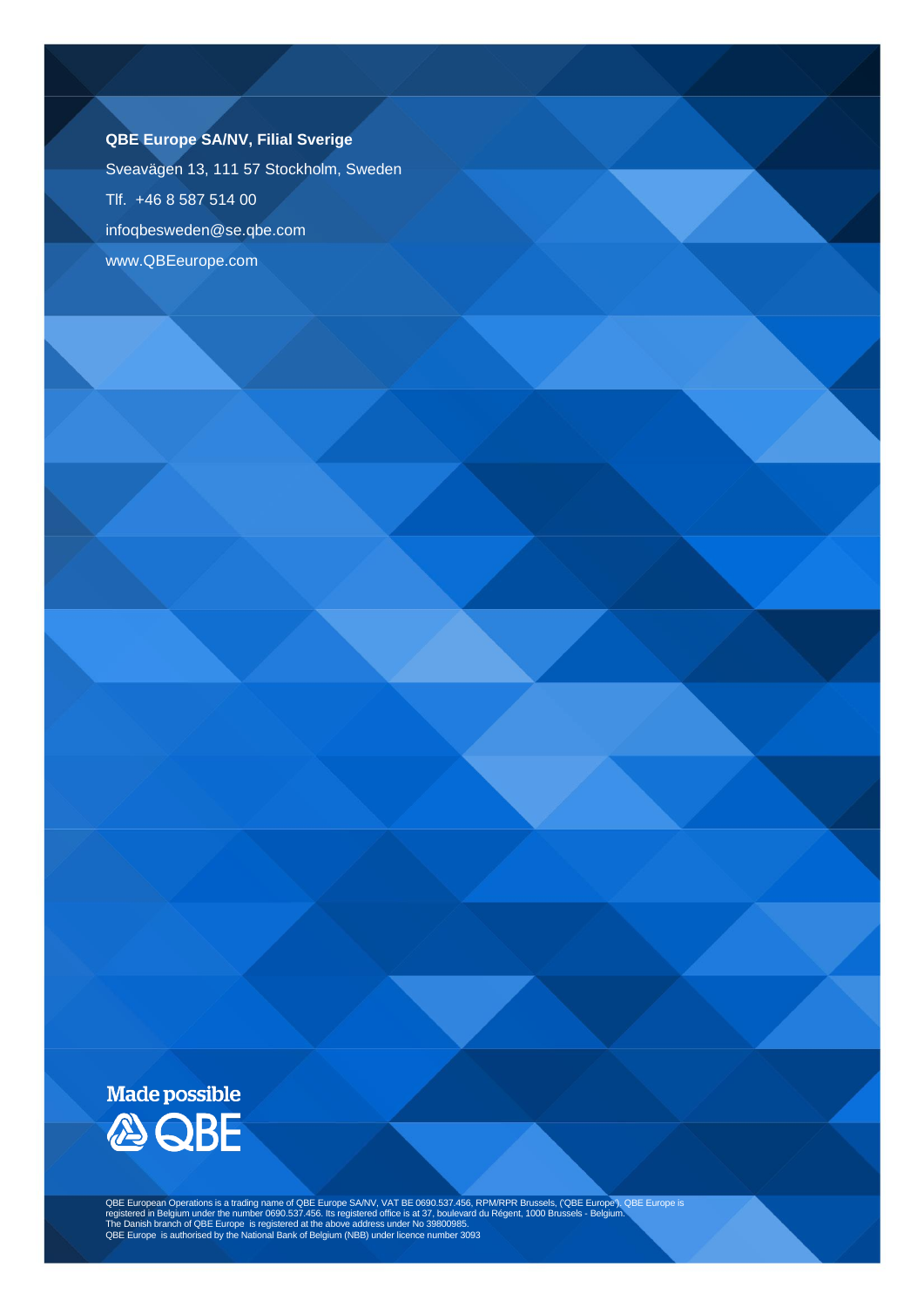**QBE Europe SA/NV, Filial Sverige**

Sveavägen 13, 111 57 Stockholm, Sweden

Tlf. +46 8 587 514 00

infoqbesweden@se.qbe.com

www.QBEeurope.com

Made possible

QBE

QBE European Operations is a trading name of QBE Europe SA/NV, VAT BE 0690.537.456, RPM/RPR Brussels, ('QBE Europe'). QBE Europe is registered in Belgium under the number 0690.537.456. Its registered office is at 37, boulevard du Régent, 1000 Brussels - Belgium.
The Danish branch of QBE Europe is registered at the above address under No 39800985.
QBE Europe is authorised by the National Bank of Belgium (NBB) under licence number 3093